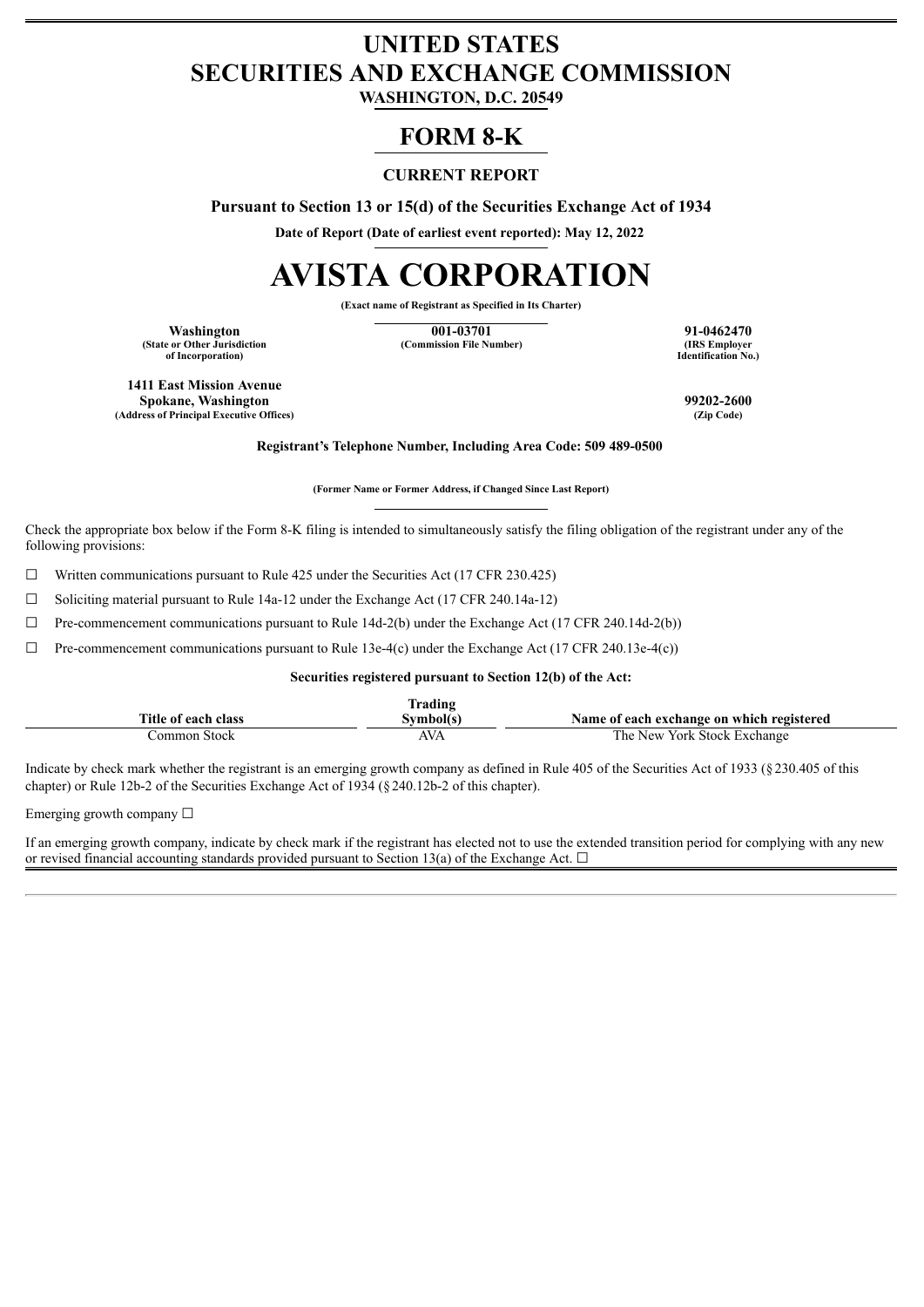# UNITED STATES
# SECURITIES AND EXCHANGE COMMISSION

**WASHINGTON, D.C. 20549**

## FORM 8-K

### CURRENT REPORT

**Pursuant to Section 13 or 15(d) of the Securities Exchange Act of 1934**

**Date of Report (Date of earliest event reported): May 12, 2022**

# AVISTA CORPORATION

**(Exact name of Registrant as Specified in Its Charter)**

| Washington | 001-03701 | 91-0462470 |
|---|---|---|
| (State or Other Jurisdiction of Incorporation) | (Commission File Number) | (IRS Employer Identification No.) |

| 1411 East Mission Avenue Spokane, Washington | 99202-2600 |
|---|---|
| (Address of Principal Executive Offices) | (Zip Code) |

**Registrant's Telephone Number, Including Area Code: 509 489-0500**

**(Former Name or Former Address, if Changed Since Last Report)**

Check the appropriate box below if the Form 8-K filing is intended to simultaneously satisfy the filing obligation of the registrant under any of the following provisions:

☐ Written communications pursuant to Rule 425 under the Securities Act (17 CFR 230.425)

☐ Soliciting material pursuant to Rule 14a-12 under the Exchange Act (17 CFR 240.14a-12)

☐ Pre-commencement communications pursuant to Rule 14d-2(b) under the Exchange Act (17 CFR 240.14d-2(b))

☐ Pre-commencement communications pursuant to Rule 13e-4(c) under the Exchange Act (17 CFR 240.13e-4(c))

**Securities registered pursuant to Section 12(b) of the Act:**

| Title of each class | Trading Symbol(s) | Name of each exchange on which registered |
|---|---|---|
| Common Stock | AVA | The New York Stock Exchange |

Indicate by check mark whether the registrant is an emerging growth company as defined in Rule 405 of the Securities Act of 1933 (§230.405 of this chapter) or Rule 12b-2 of the Securities Exchange Act of 1934 (§240.12b-2 of this chapter).

Emerging growth company ☐

If an emerging growth company, indicate by check mark if the registrant has elected not to use the extended transition period for complying with any new or revised financial accounting standards provided pursuant to Section 13(a) of the Exchange Act. ☐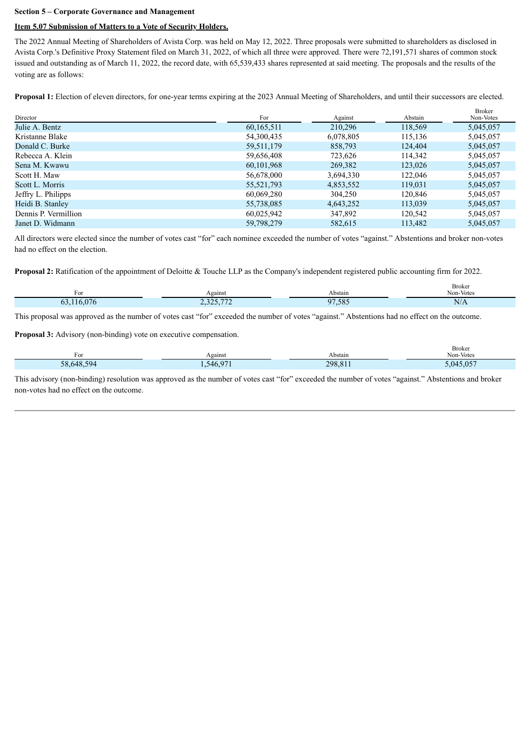**Section 5 – Corporate Governance and Management**

**Item 5.07 Submission of Matters to a Vote of Security Holders.**

The 2022 Annual Meeting of Shareholders of Avista Corp. was held on May 12, 2022. Three proposals were submitted to shareholders as disclosed in Avista Corp.'s Definitive Proxy Statement filed on March 31, 2022, of which all three were approved. There were 72,191,571 shares of common stock issued and outstanding as of March 11, 2022, the record date, with 65,539,433 shares represented at said meeting. The proposals and the results of the voting are as follows:

**Proposal 1:** Election of eleven directors, for one-year terms expiring at the 2023 Annual Meeting of Shareholders, and until their successors are elected.

| Director | For | Against | Abstain | Broker Non-Votes |
|---|---|---|---|---|
| Julie A. Bentz | 60,165,511 | 210,296 | 118,569 | 5,045,057 |
| Kristanne Blake | 54,300,435 | 6,078,805 | 115,136 | 5,045,057 |
| Donald C. Burke | 59,511,179 | 858,793 | 124,404 | 5,045,057 |
| Rebecca A. Klein | 59,656,408 | 723,626 | 114,342 | 5,045,057 |
| Sena M. Kwawu | 60,101,968 | 269,382 | 123,026 | 5,045,057 |
| Scott H. Maw | 56,678,000 | 3,694,330 | 122,046 | 5,045,057 |
| Scott L. Morris | 55,521,793 | 4,853,552 | 119,031 | 5,045,057 |
| Jeffry L. Philipps | 60,069,280 | 304,250 | 120,846 | 5,045,057 |
| Heidi B. Stanley | 55,738,085 | 4,643,252 | 113,039 | 5,045,057 |
| Dennis P. Vermillion | 60,025,942 | 347,892 | 120,542 | 5,045,057 |
| Janet D. Widmann | 59,798,279 | 582,615 | 113,482 | 5,045,057 |

All directors were elected since the number of votes cast “for” each nominee exceeded the number of votes “against.” Abstentions and broker non-votes had no effect on the election.

**Proposal 2:** Ratification of the appointment of Deloitte & Touche LLP as the Company's independent registered public accounting firm for 2022.

| For | Against | Abstain | Broker Non-Votes |
|---|---|---|---|
| 63,116,076 | 2,325,772 | 97,585 | N/A |

This proposal was approved as the number of votes cast “for” exceeded the number of votes “against.” Abstentions had no effect on the outcome.

**Proposal 3:** Advisory (non-binding) vote on executive compensation.

| For | Against | Abstain | Broker Non-Votes |
|---|---|---|---|
| 58,648,594 | 1,546,971 | 298,811 | 5,045,057 |

This advisory (non-binding) resolution was approved as the number of votes cast “for” exceeded the number of votes “against.” Abstentions and broker non-votes had no effect on the outcome.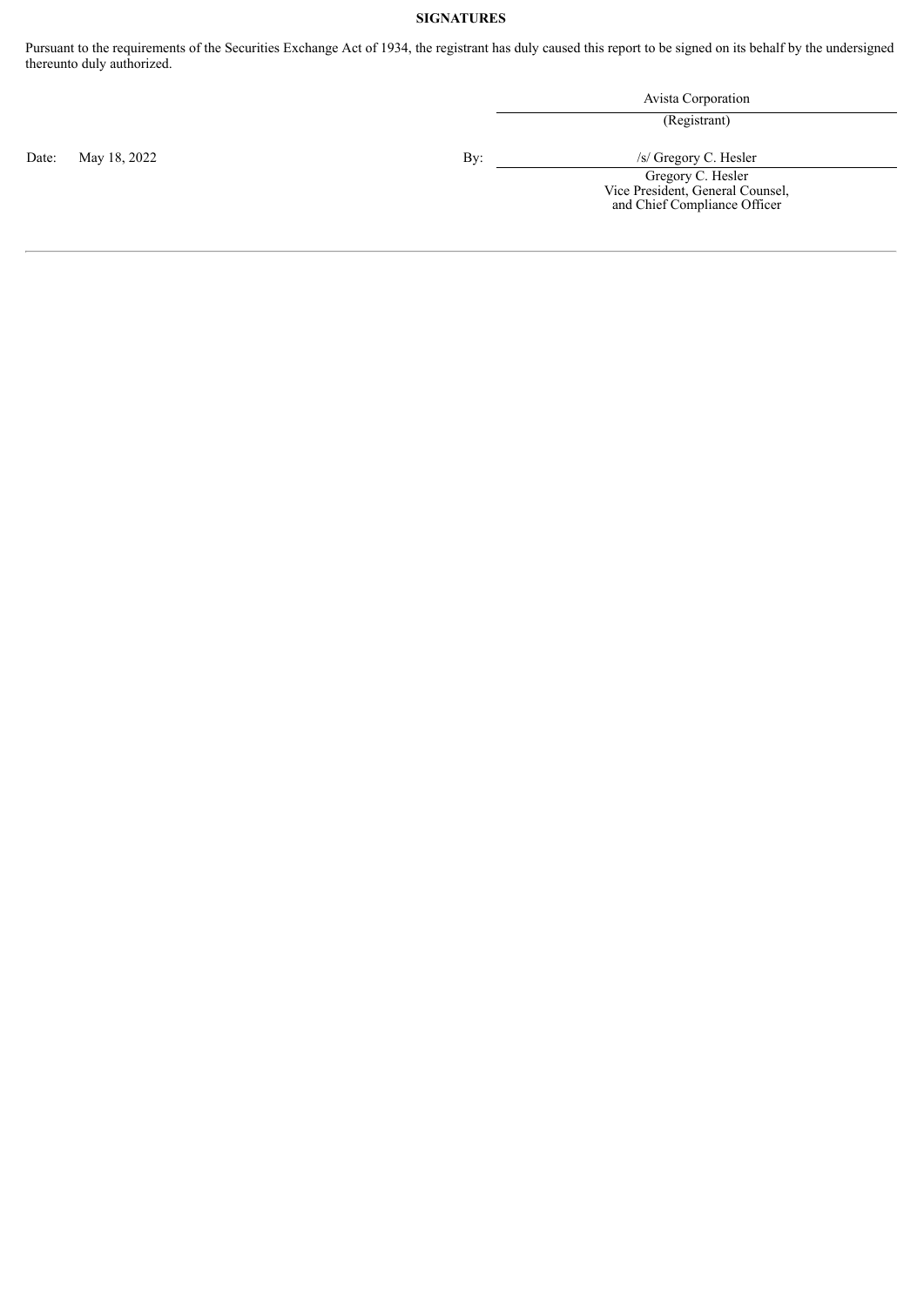**SIGNATURES**

Pursuant to the requirements of the Securities Exchange Act of 1934, the registrant has duly caused this report to be signed on its behalf by the undersigned thereunto duly authorized.

Avista Corporation
(Registrant)

Date: May 18, 2022

By: /s/ Gregory C. Hesler

Gregory C. Hesler
Vice President, General Counsel,
and Chief Compliance Officer